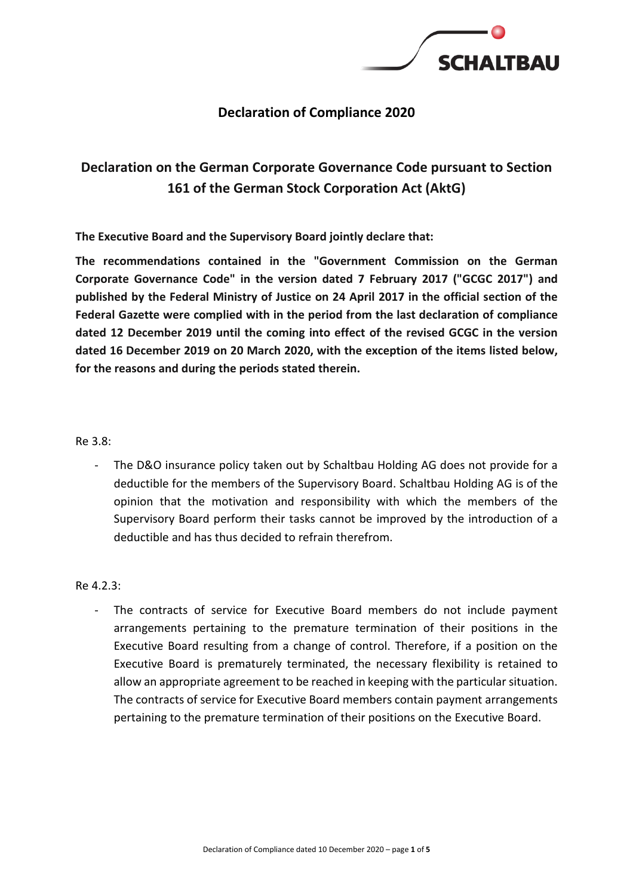## Declaration of Compliance 2020

# Declaration on the German Corporate Governance Code pursuant to Section 161 of the German Stock Corporation Act (AktG)

**The Executive Board and the Supervisory Board jointly declare that:**

**The recommendations contained in the "Government Commission on the German Corporate Governance Code" in the version dated 7 February 2017 ("GCGC 2017") and published by the Federal Ministry of Justice on 24 April 2017 in the official section of the Federal Gazette were complied with in the period from the last declaration of compliance dated 12 December 2019 until the coming into effect of the revised GCGC in the version dated 16 December 2019 on 20 March 2020, with the exception of the items listed below, for the reasons and during the periods stated therein.**

Re 3.8:

- The D&O insurance policy taken out by Schaltbau Holding AG does not provide for a deductible for the members of the Supervisory Board. Schaltbau Holding AG is of the opinion that the motivation and responsibility with which the members of the Supervisory Board perform their tasks cannot be improved by the introduction of a deductible and has thus decided to refrain therefrom.

Re 4.2.3:

- The contracts of service for Executive Board members do not include payment arrangements pertaining to the premature termination of their positions in the Executive Board resulting from a change of control. Therefore, if a position on the Executive Board is prematurely terminated, the necessary flexibility is retained to allow an appropriate agreement to be reached in keeping with the particular situation. The contracts of service for Executive Board members contain payment arrangements pertaining to the premature termination of their positions on the Executive Board.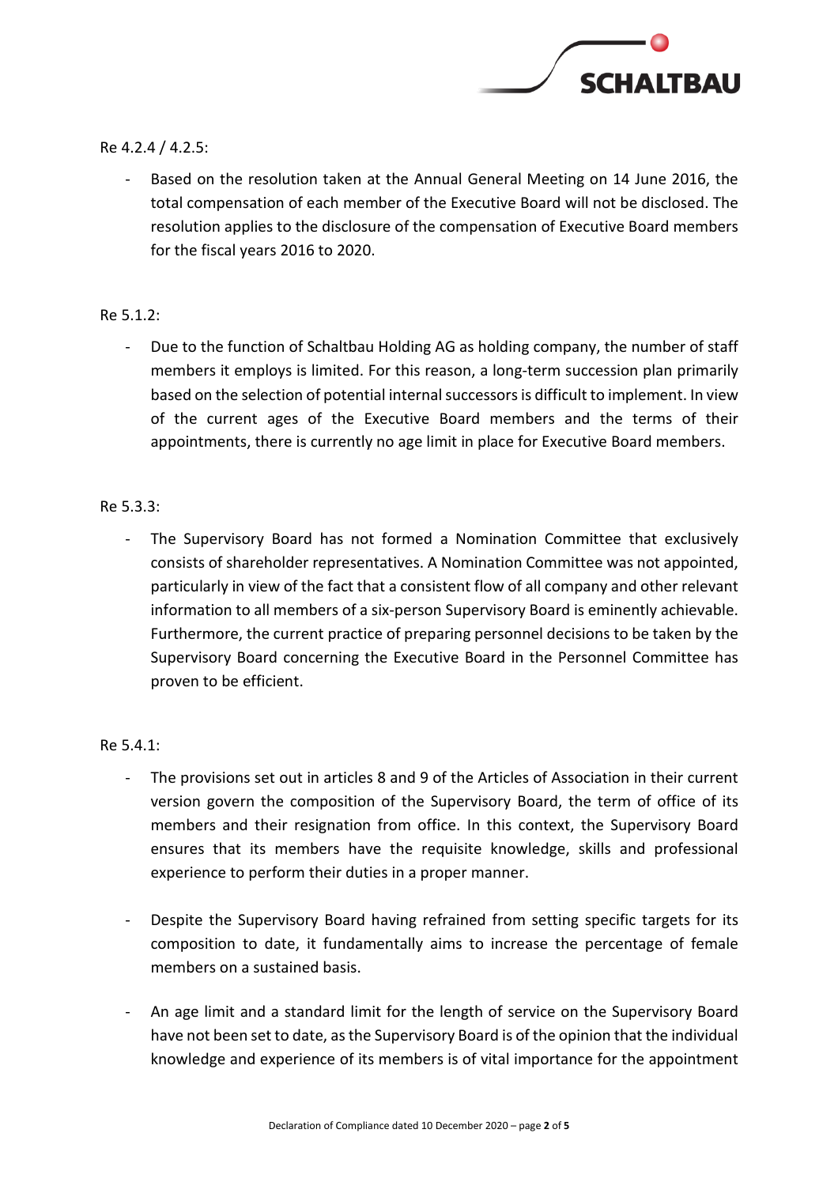Re 4.2.4 / 4.2.5:

- Based on the resolution taken at the Annual General Meeting on 14 June 2016, the total compensation of each member of the Executive Board will not be disclosed. The resolution applies to the disclosure of the compensation of Executive Board members for the fiscal years 2016 to 2020.

Re 5.1.2:

- Due to the function of Schaltbau Holding AG as holding company, the number of staff members it employs is limited. For this reason, a long-term succession plan primarily based on the selection of potential internal successors is difficult to implement. In view of the current ages of the Executive Board members and the terms of their appointments, there is currently no age limit in place for Executive Board members.

Re 5.3.3:

- The Supervisory Board has not formed a Nomination Committee that exclusively consists of shareholder representatives. A Nomination Committee was not appointed, particularly in view of the fact that a consistent flow of all company and other relevant information to all members of a six-person Supervisory Board is eminently achievable. Furthermore, the current practice of preparing personnel decisions to be taken by the Supervisory Board concerning the Executive Board in the Personnel Committee has proven to be efficient.

Re 5.4.1:

- The provisions set out in articles 8 and 9 of the Articles of Association in their current version govern the composition of the Supervisory Board, the term of office of its members and their resignation from office. In this context, the Supervisory Board ensures that its members have the requisite knowledge, skills and professional experience to perform their duties in a proper manner.

- Despite the Supervisory Board having refrained from setting specific targets for its composition to date, it fundamentally aims to increase the percentage of female members on a sustained basis.

- An age limit and a standard limit for the length of service on the Supervisory Board have not been set to date, as the Supervisory Board is of the opinion that the individual knowledge and experience of its members is of vital importance for the appointment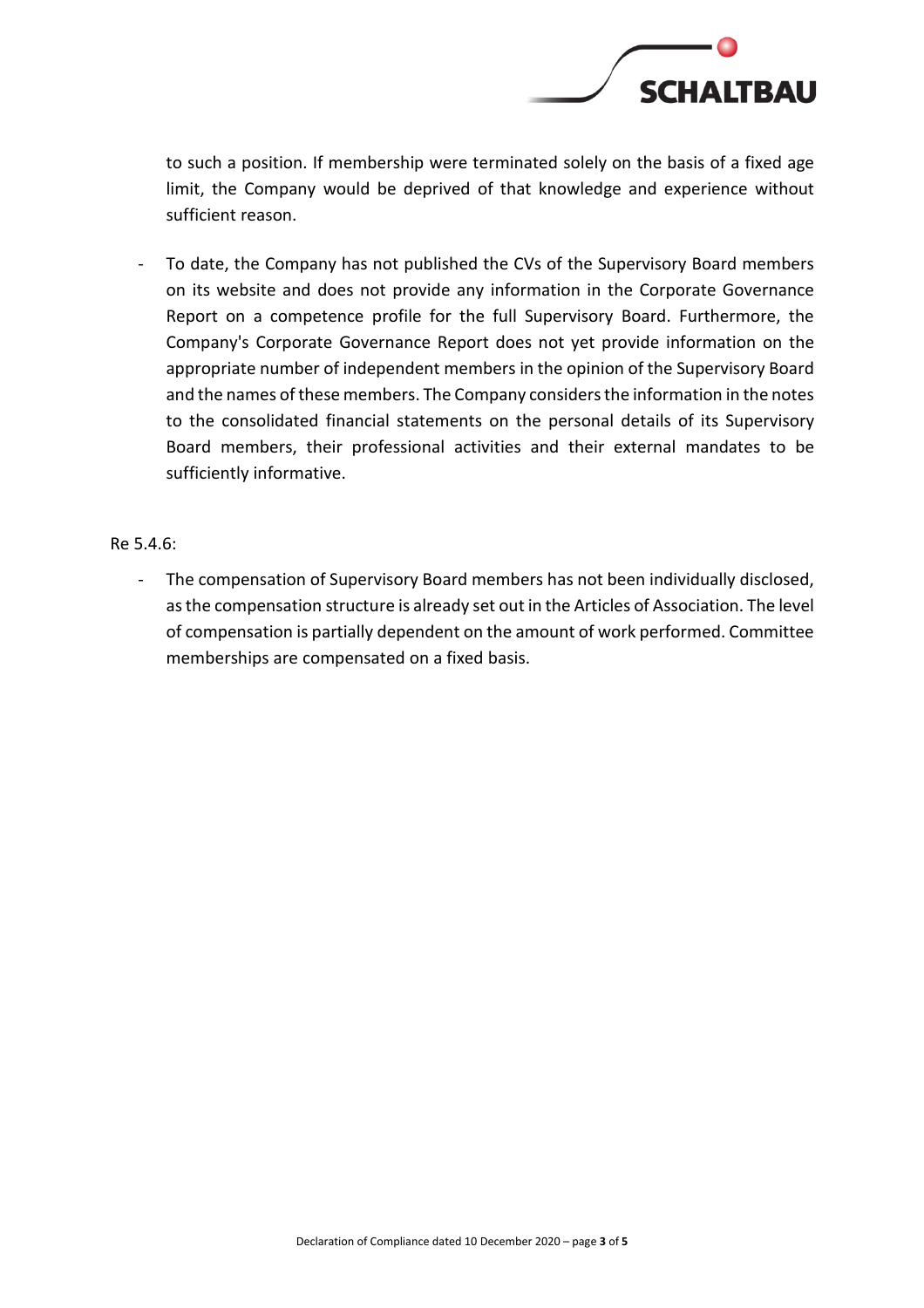to such a position. If membership were terminated solely on the basis of a fixed age limit, the Company would be deprived of that knowledge and experience without sufficient reason.

- To date, the Company has not published the CVs of the Supervisory Board members on its website and does not provide any information in the Corporate Governance Report on a competence profile for the full Supervisory Board. Furthermore, the Company's Corporate Governance Report does not yet provide information on the appropriate number of independent members in the opinion of the Supervisory Board and the names of these members. The Company considers the information in the notes to the consolidated financial statements on the personal details of its Supervisory Board members, their professional activities and their external mandates to be sufficiently informative.

Re 5.4.6:

- The compensation of Supervisory Board members has not been individually disclosed, as the compensation structure is already set out in the Articles of Association. The level of compensation is partially dependent on the amount of work performed. Committee memberships are compensated on a fixed basis.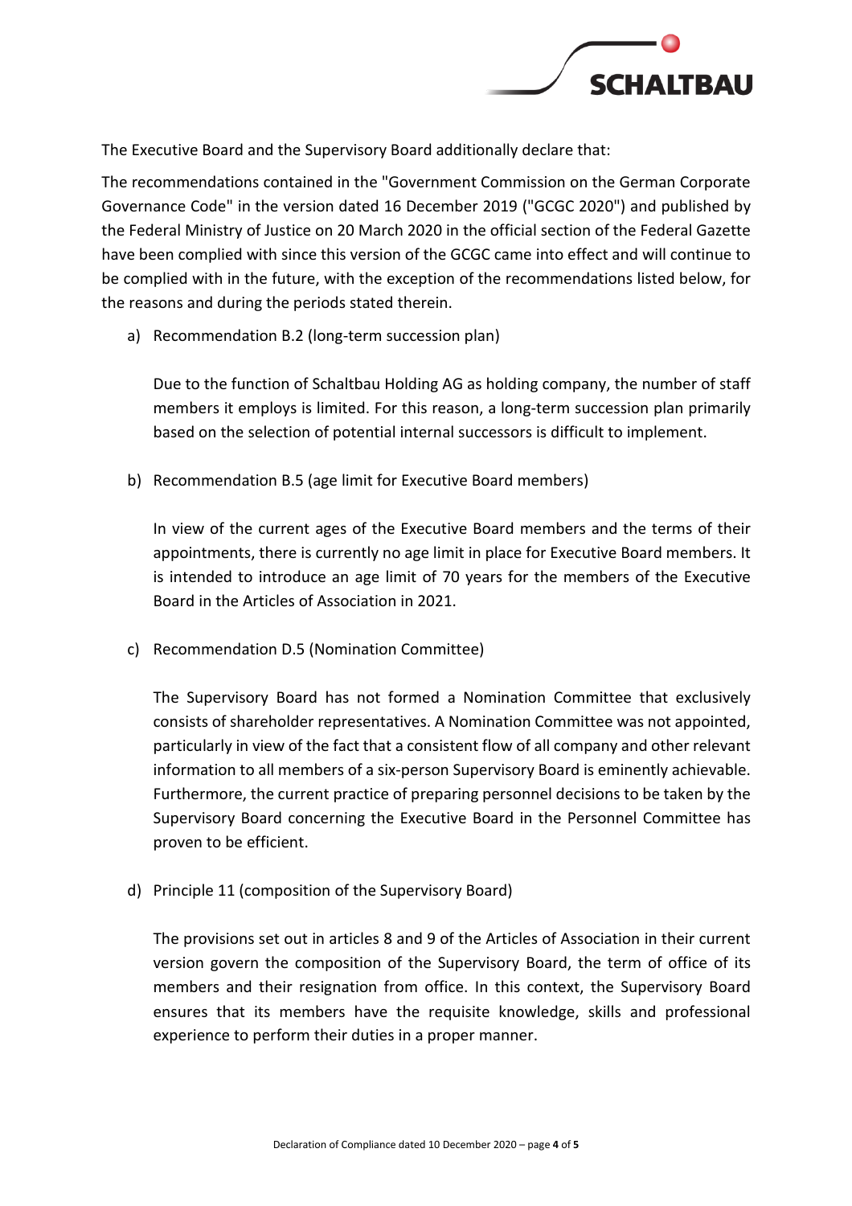The Executive Board and the Supervisory Board additionally declare that:

The recommendations contained in the "Government Commission on the German Corporate Governance Code" in the version dated 16 December 2019 ("GCGC 2020") and published by the Federal Ministry of Justice on 20 March 2020 in the official section of the Federal Gazette have been complied with since this version of the GCGC came into effect and will continue to be complied with in the future, with the exception of the recommendations listed below, for the reasons and during the periods stated therein.

a) Recommendation B.2 (long-term succession plan)

   Due to the function of Schaltbau Holding AG as holding company, the number of staff members it employs is limited. For this reason, a long-term succession plan primarily based on the selection of potential internal successors is difficult to implement.

b) Recommendation B.5 (age limit for Executive Board members)

   In view of the current ages of the Executive Board members and the terms of their appointments, there is currently no age limit in place for Executive Board members. It is intended to introduce an age limit of 70 years for the members of the Executive Board in the Articles of Association in 2021.

c) Recommendation D.5 (Nomination Committee)

   The Supervisory Board has not formed a Nomination Committee that exclusively consists of shareholder representatives. A Nomination Committee was not appointed, particularly in view of the fact that a consistent flow of all company and other relevant information to all members of a six-person Supervisory Board is eminently achievable. Furthermore, the current practice of preparing personnel decisions to be taken by the Supervisory Board concerning the Executive Board in the Personnel Committee has proven to be efficient.

d) Principle 11 (composition of the Supervisory Board)

   The provisions set out in articles 8 and 9 of the Articles of Association in their current version govern the composition of the Supervisory Board, the term of office of its members and their resignation from office. In this context, the Supervisory Board ensures that its members have the requisite knowledge, skills and professional experience to perform their duties in a proper manner.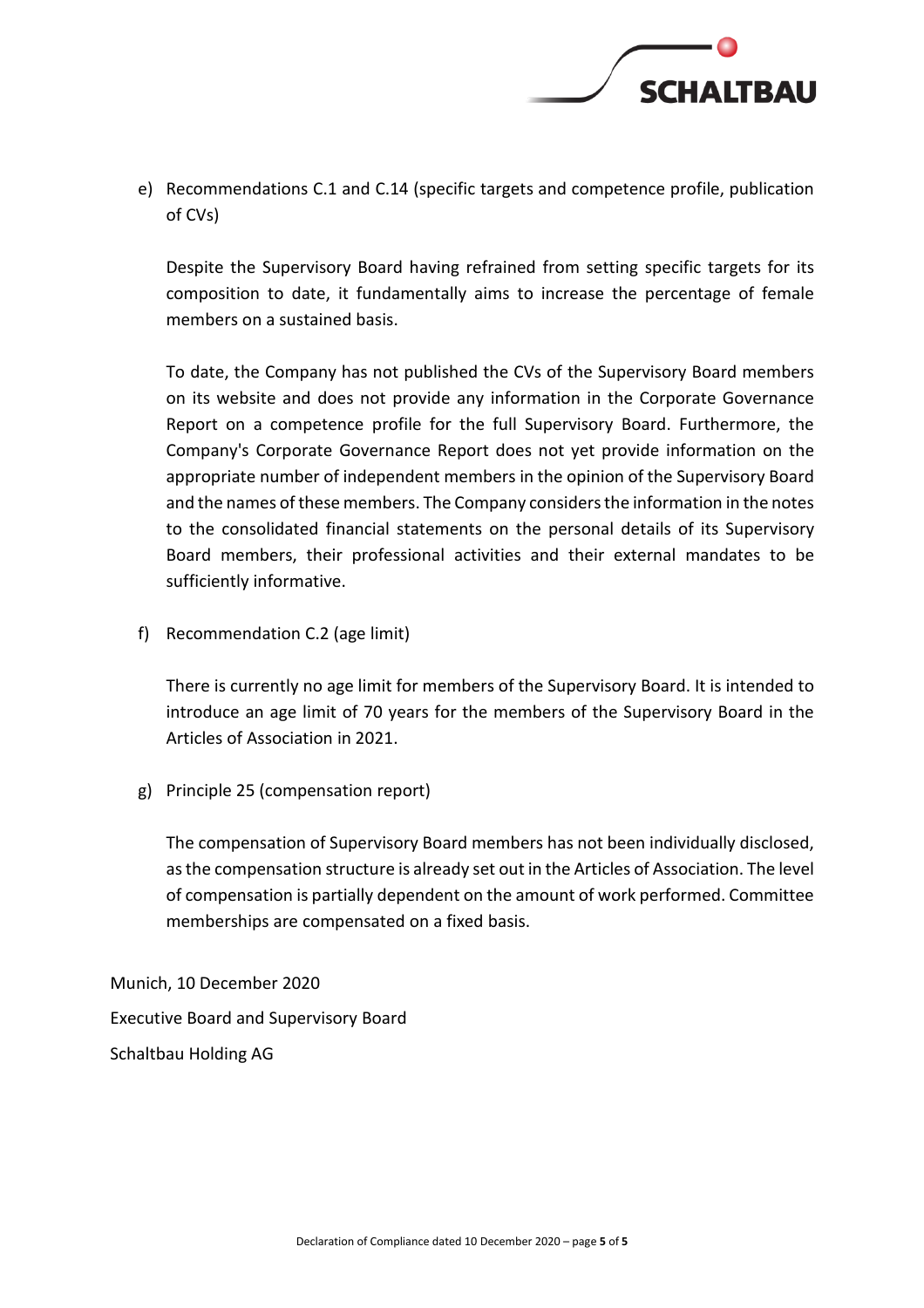e) Recommendations C.1 and C.14 (specific targets and competence profile, publication of CVs)

Despite the Supervisory Board having refrained from setting specific targets for its composition to date, it fundamentally aims to increase the percentage of female members on a sustained basis.

To date, the Company has not published the CVs of the Supervisory Board members on its website and does not provide any information in the Corporate Governance Report on a competence profile for the full Supervisory Board. Furthermore, the Company's Corporate Governance Report does not yet provide information on the appropriate number of independent members in the opinion of the Supervisory Board and the names of these members. The Company considers the information in the notes to the consolidated financial statements on the personal details of its Supervisory Board members, their professional activities and their external mandates to be sufficiently informative.

f) Recommendation C.2 (age limit)

There is currently no age limit for members of the Supervisory Board. It is intended to introduce an age limit of 70 years for the members of the Supervisory Board in the Articles of Association in 2021.

g) Principle 25 (compensation report)

The compensation of Supervisory Board members has not been individually disclosed, as the compensation structure is already set out in the Articles of Association. The level of compensation is partially dependent on the amount of work performed. Committee memberships are compensated on a fixed basis.

Munich, 10 December 2020

Executive Board and Supervisory Board

Schaltbau Holding AG